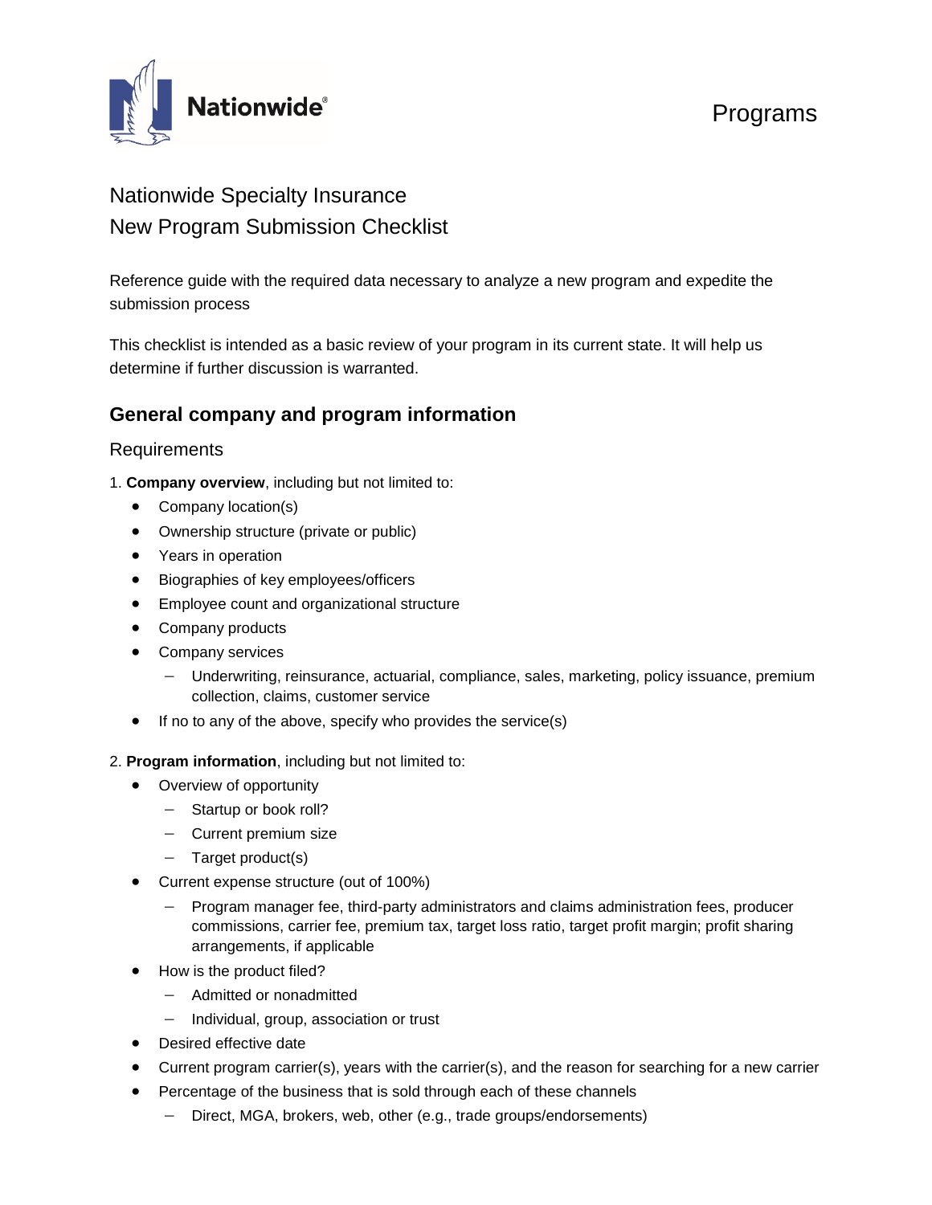Programs

# Nationwide Specialty Insurance
# New Program Submission Checklist

Reference guide with the required data necessary to analyze a new program and expedite the submission process

This checklist is intended as a basic review of your program in its current state. It will help us determine if further discussion is warranted.

## General company and program information

### Requirements

1. **Company overview**, including but not limited to:
    - Company location(s)
    - Ownership structure (private or public)
    - Years in operation
    - Biographies of key employees/officers
    - Employee count and organizational structure
    - Company products
    - Company services
        - Underwriting, reinsurance, actuarial, compliance, sales, marketing, policy issuance, premium collection, claims, customer service
    - If no to any of the above, specify who provides the service(s)

2. **Program information**, including but not limited to:
    - Overview of opportunity
        - Startup or book roll?
        - Current premium size
        - Target product(s)
    - Current expense structure (out of 100%)
        - Program manager fee, third-party administrators and claims administration fees, producer commissions, carrier fee, premium tax, target loss ratio, target profit margin; profit sharing arrangements, if applicable
    - How is the product filed?
        - Admitted or nonadmitted
        - Individual, group, association or trust
    - Desired effective date
    - Current program carrier(s), years with the carrier(s), and the reason for searching for a new carrier
    - Percentage of the business that is sold through each of these channels
        - Direct, MGA, brokers, web, other (e.g., trade groups/endorsements)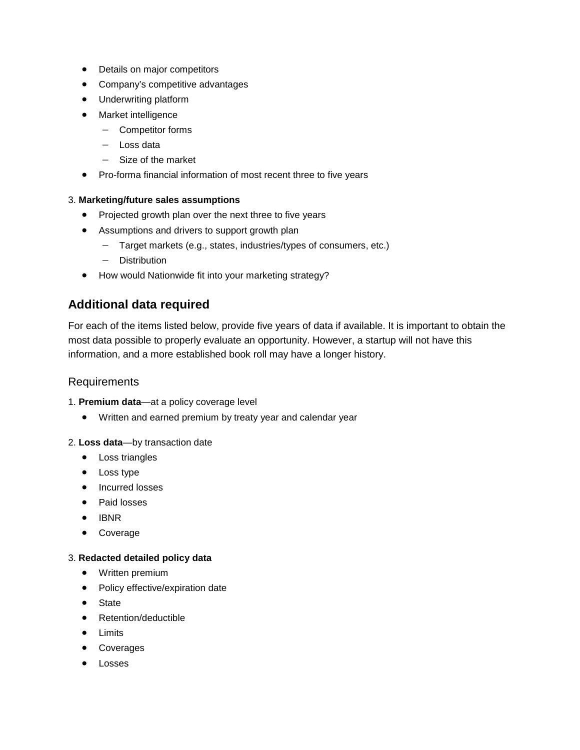- Details on major competitors
- Company's competitive advantages
- Underwriting platform
- Market intelligence
  - Competitor forms
  - Loss data
  - Size of the market
- Pro-forma financial information of most recent three to five years

3. **Marketing/future sales assumptions**
   - Projected growth plan over the next three to five years
   - Assumptions and drivers to support growth plan
     - Target markets (e.g., states, industries/types of consumers, etc.)
     - Distribution
   - How would Nationwide fit into your marketing strategy?

## Additional data required

For each of the items listed below, provide five years of data if available. It is important to obtain the most data possible to properly evaluate an opportunity. However, a startup will not have this information, and a more established book roll may have a longer history.

### Requirements

1. **Premium data**—at a policy coverage level
   - Written and earned premium by treaty year and calendar year

2. **Loss data**—by transaction date
   - Loss triangles
   - Loss type
   - Incurred losses
   - Paid losses
   - IBNR
   - Coverage

3. **Redacted detailed policy data**
   - Written premium
   - Policy effective/expiration date
   - State
   - Retention/deductible
   - Limits
   - Coverages
   - Losses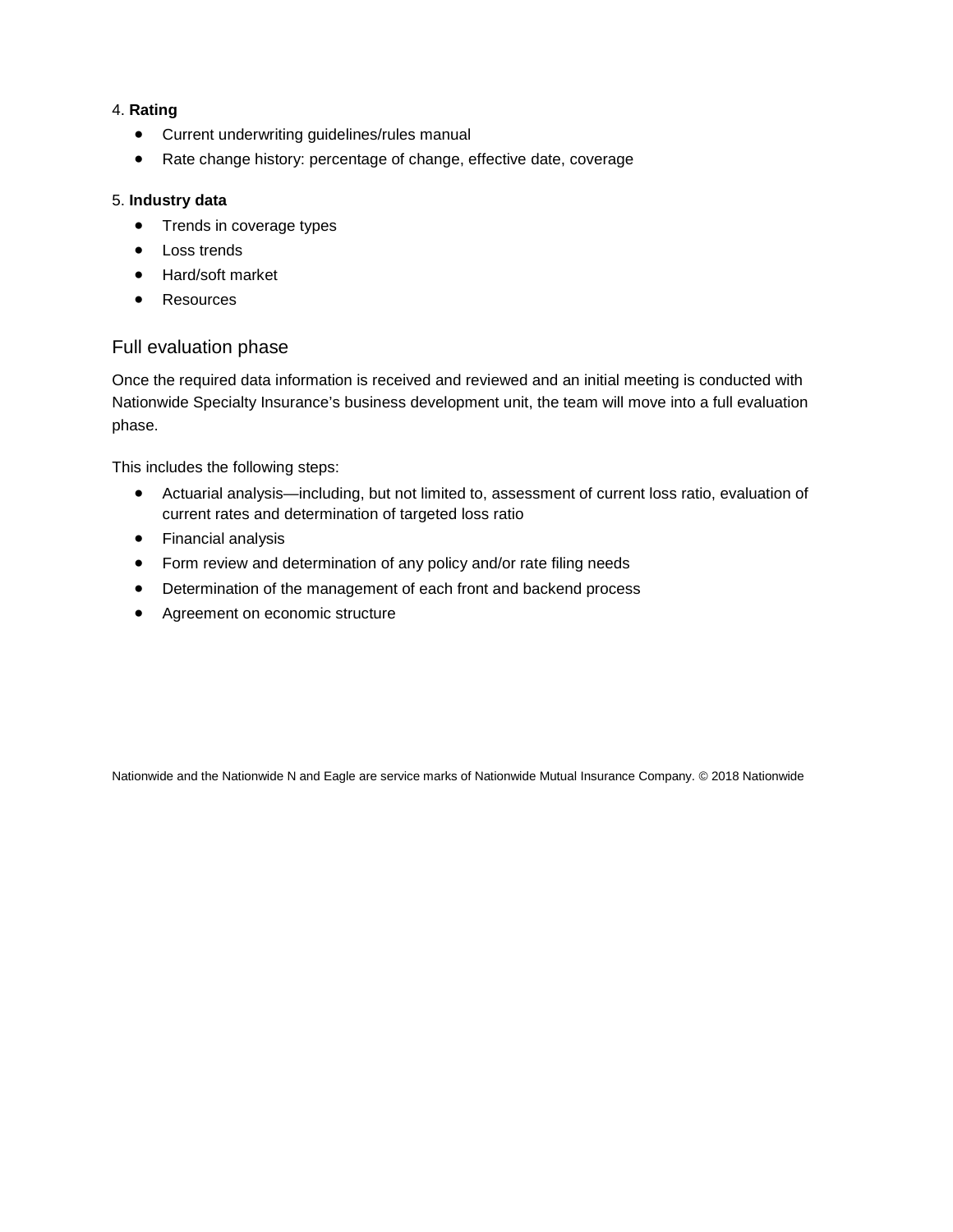4. **Rating**

- Current underwriting guidelines/rules manual
- Rate change history: percentage of change, effective date, coverage

5. **Industry data**

- Trends in coverage types
- Loss trends
- Hard/soft market
- Resources

## Full evaluation phase

Once the required data information is received and reviewed and an initial meeting is conducted with Nationwide Specialty Insurance's business development unit, the team will move into a full evaluation phase.

This includes the following steps:

- Actuarial analysis—including, but not limited to, assessment of current loss ratio, evaluation of current rates and determination of targeted loss ratio
- Financial analysis
- Form review and determination of any policy and/or rate filing needs
- Determination of the management of each front and backend process
- Agreement on economic structure

Nationwide and the Nationwide N and Eagle are service marks of Nationwide Mutual Insurance Company. © 2018 Nationwide